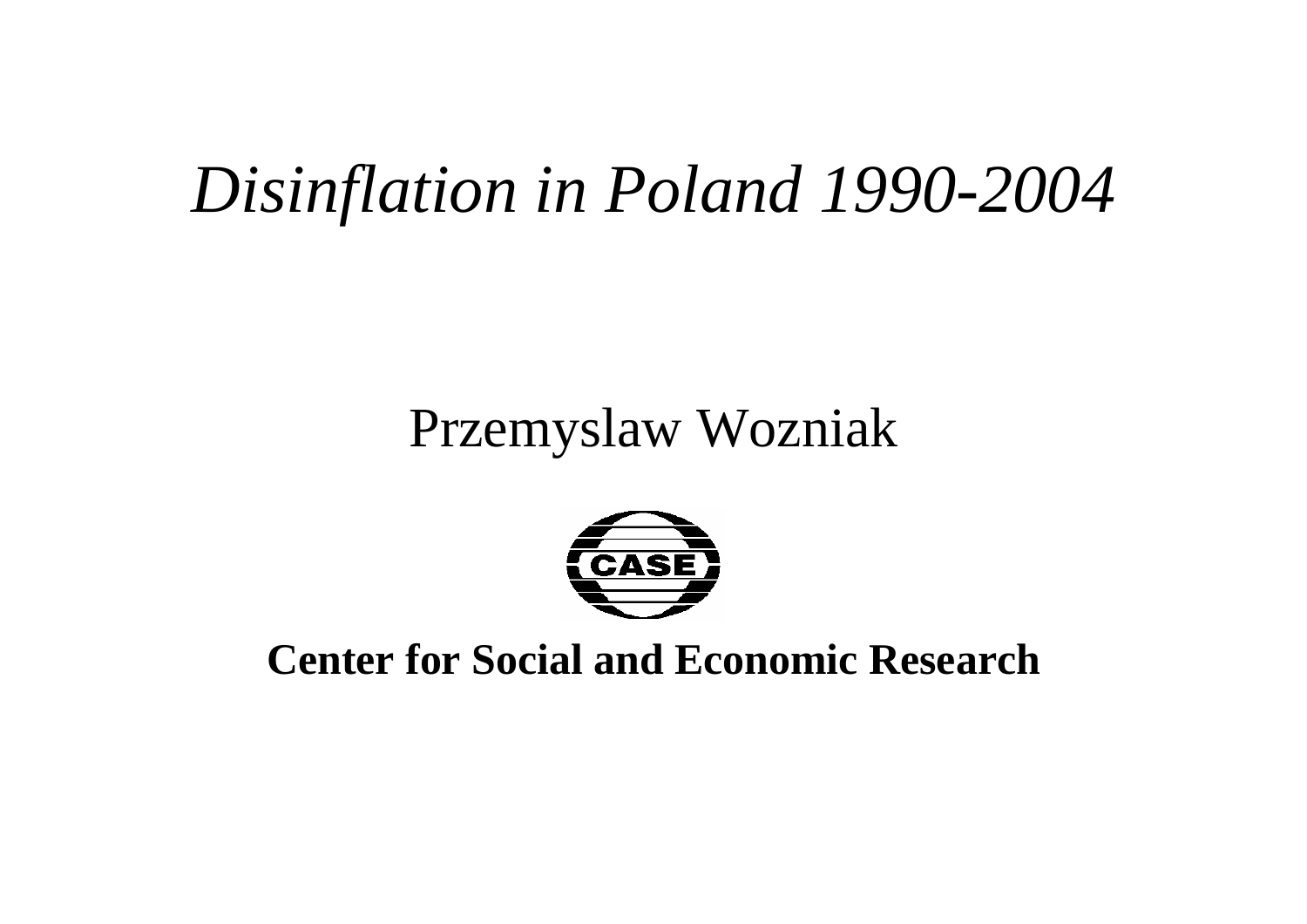# *Disinflation in Poland 1990-2004*

Przemyslaw Wozniak

CASE

**Center for Social and Economic Research**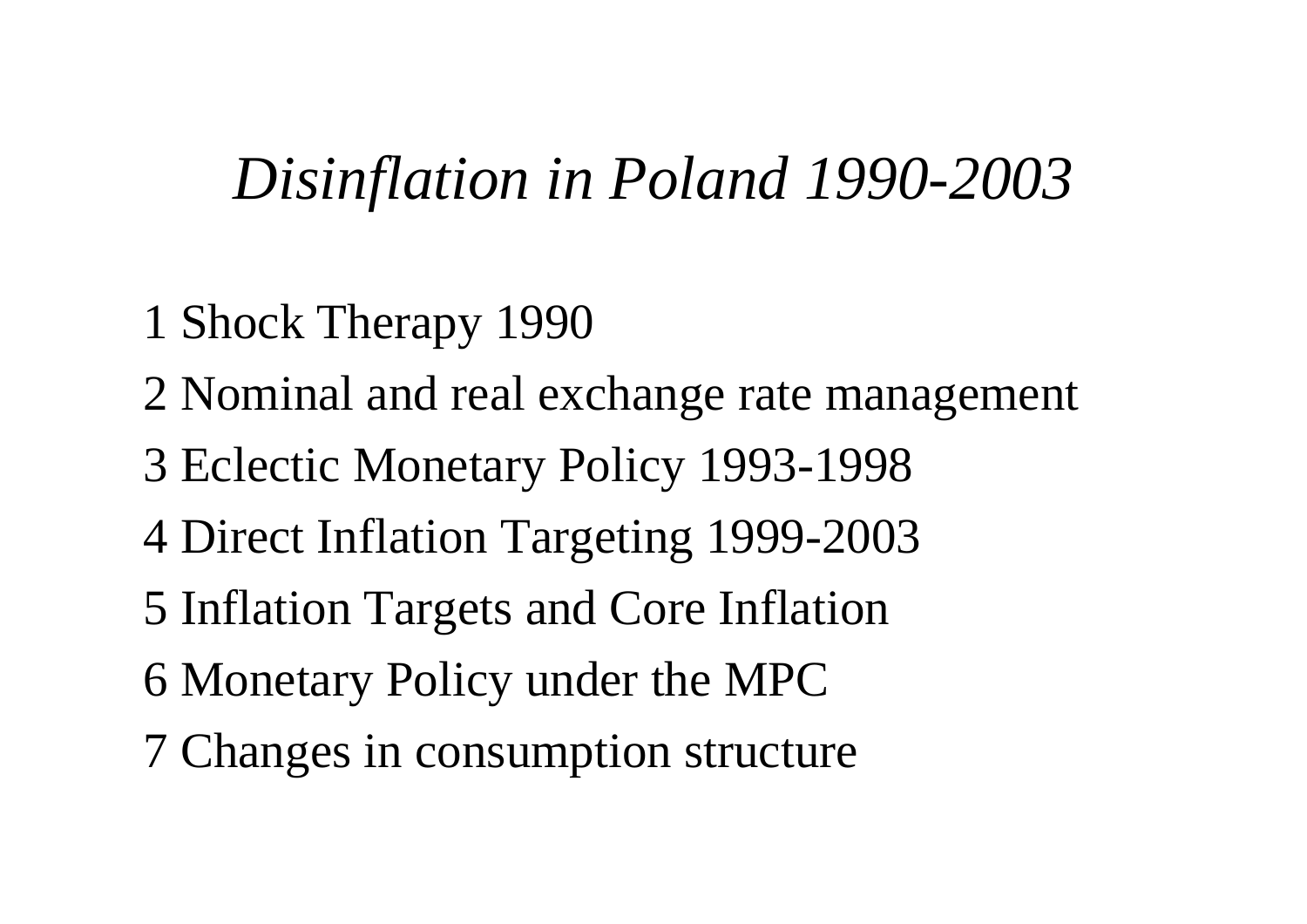# *Disinflation in Poland 1990-2003*

1 Shock Therapy 1990

2 Nominal and real exchange rate management

3 Eclectic Monetary Policy 1993-1998

4 Direct Inflation Targeting 1999-2003

5 Inflation Targets and Core Inflation

6 Monetary Policy under the MPC

7 Changes in consumption structure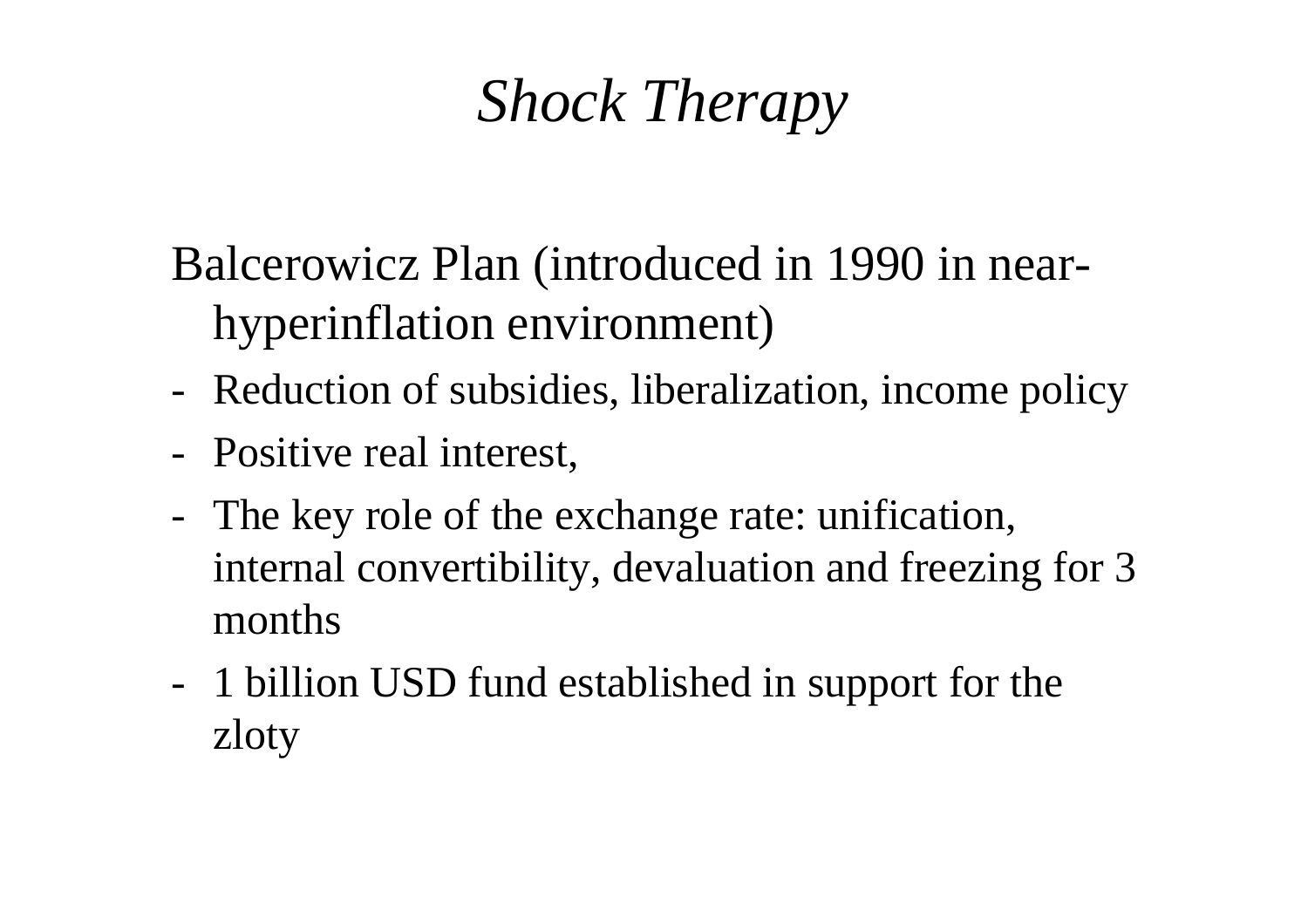# *Shock Therapy*

Balcerowicz Plan (introduced in 1990 in near-hyperinflation environment)

- Reduction of subsidies, liberalization, income policy
- Positive real interest,
- The key role of the exchange rate: unification, internal convertibility, devaluation and freezing for 3 months
- 1 billion USD fund established in support for the zloty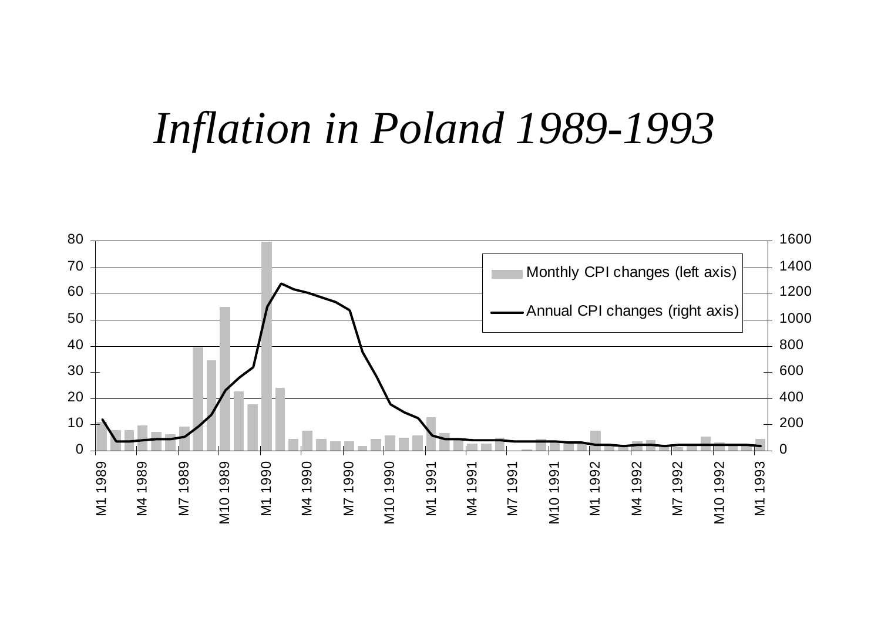# *Inflation in Poland 1989-1993*

Monthly CPI changes (left axis)

Annual CPI changes (right axis)

Left axis: 0, 10, 20, 30, 40, 50, 60, 70, 80

Right axis: 0, 200, 400, 600, 800, 1000, 1200, 1400, 1600

M1 1989, M4 1989, M7 1989, M10 1989, M1 1990, M4 1990, M7 1990, M10 1990, M1 1991, M4 1991, M7 1991, M10 1991, M1 1992, M4 1992, M7 1992, M10 1992, M1 1993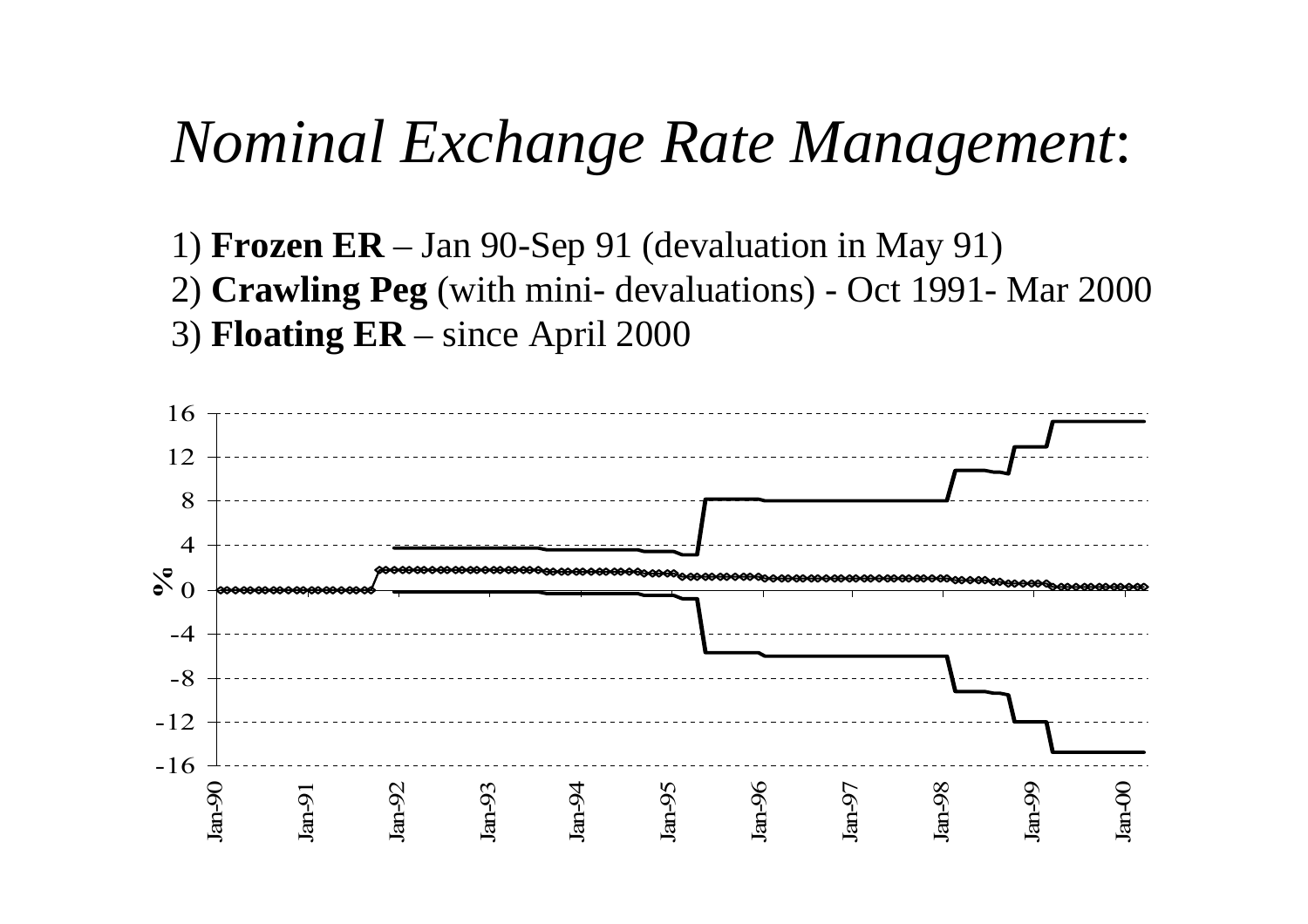# *Nominal Exchange Rate Management*:

1) **Frozen ER** – Jan 90-Sep 91 (devaluation in May 91)
2) **Crawling Peg** (with mini- devaluations) - Oct 1991- Mar 2000
3) **Floating ER** – since April 2000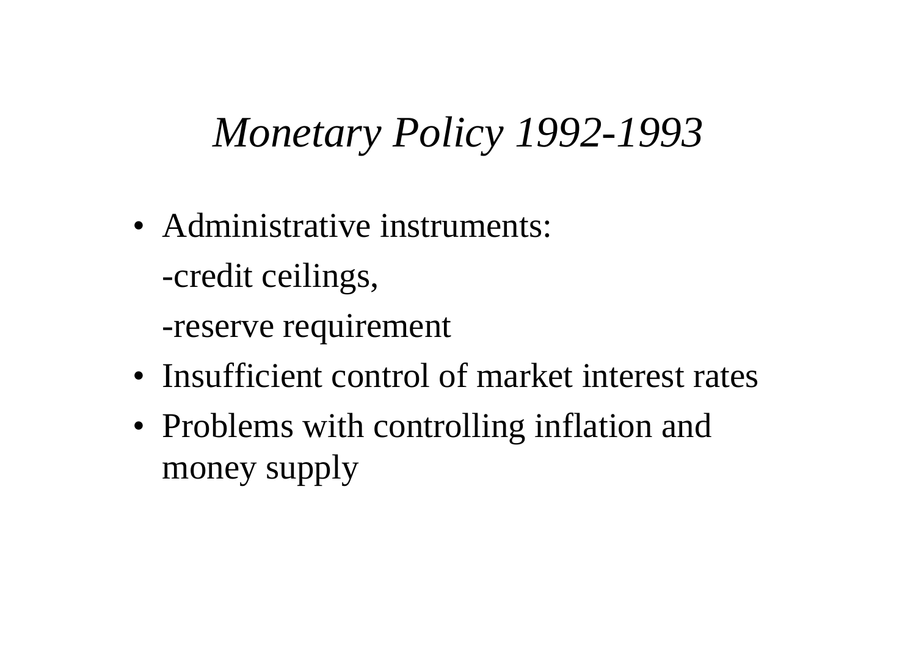# *Monetary Policy 1992-1993*

- Administrative instruments:

  -credit ceilings,

  -reserve requirement
- Insufficient control of market interest rates
- Problems with controlling inflation and money supply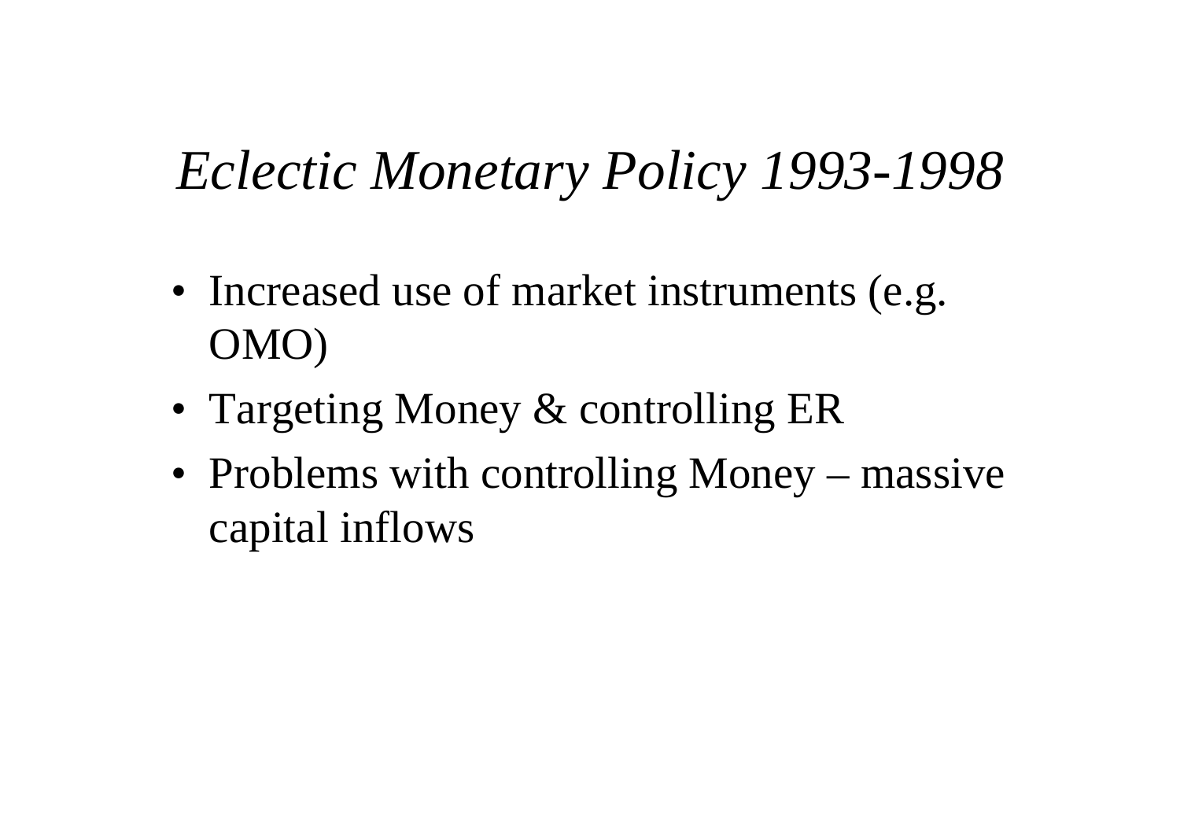# *Eclectic Monetary Policy 1993-1998*

- Increased use of market instruments (e.g. OMO)
- Targeting Money & controlling ER
- Problems with controlling Money – massive capital inflows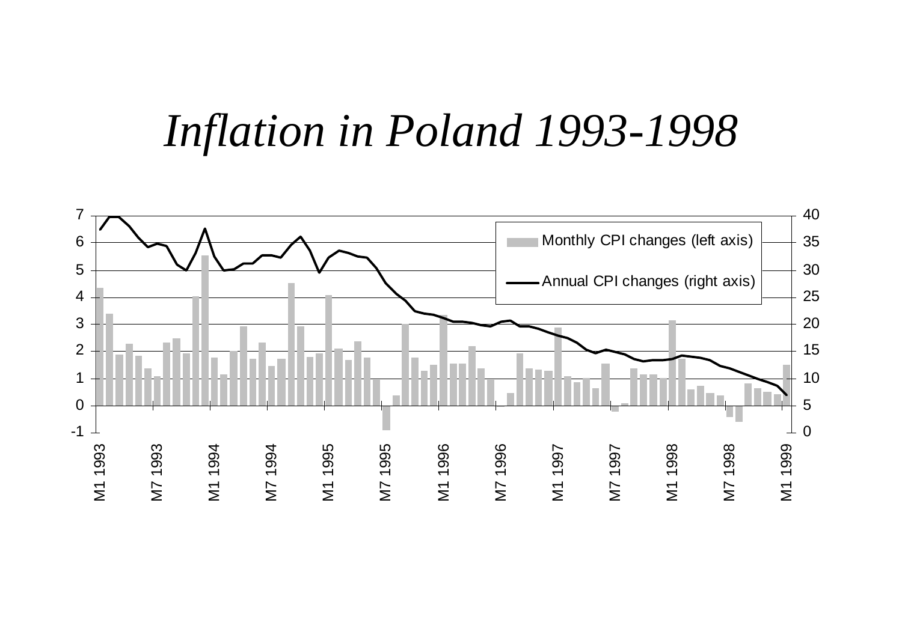# *Inflation in Poland 1993-1998*

Monthly CPI changes (left axis)

Annual CPI changes (right axis)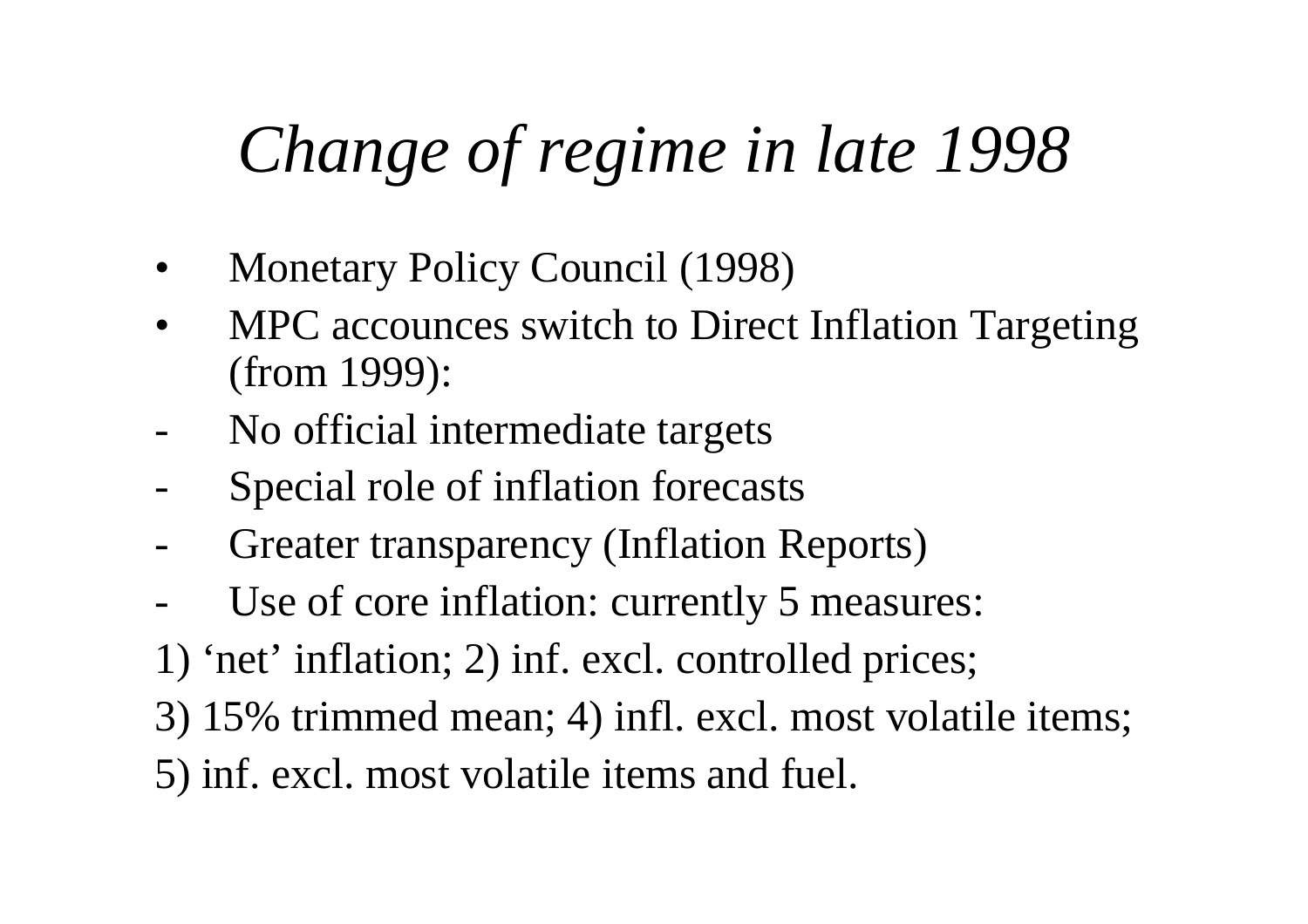# *Change of regime in late 1998*

- Monetary Policy Council (1998)
- MPC accounces switch to Direct Inflation Targeting (from 1999):
  - No official intermediate targets
  - Special role of inflation forecasts
  - Greater transparency (Inflation Reports)
  - Use of core inflation: currently 5 measures:

1) ‘net’ inflation; 2) inf. excl. controlled prices;

3) 15% trimmed mean; 4) infl. excl. most volatile items;

5) inf. excl. most volatile items and fuel.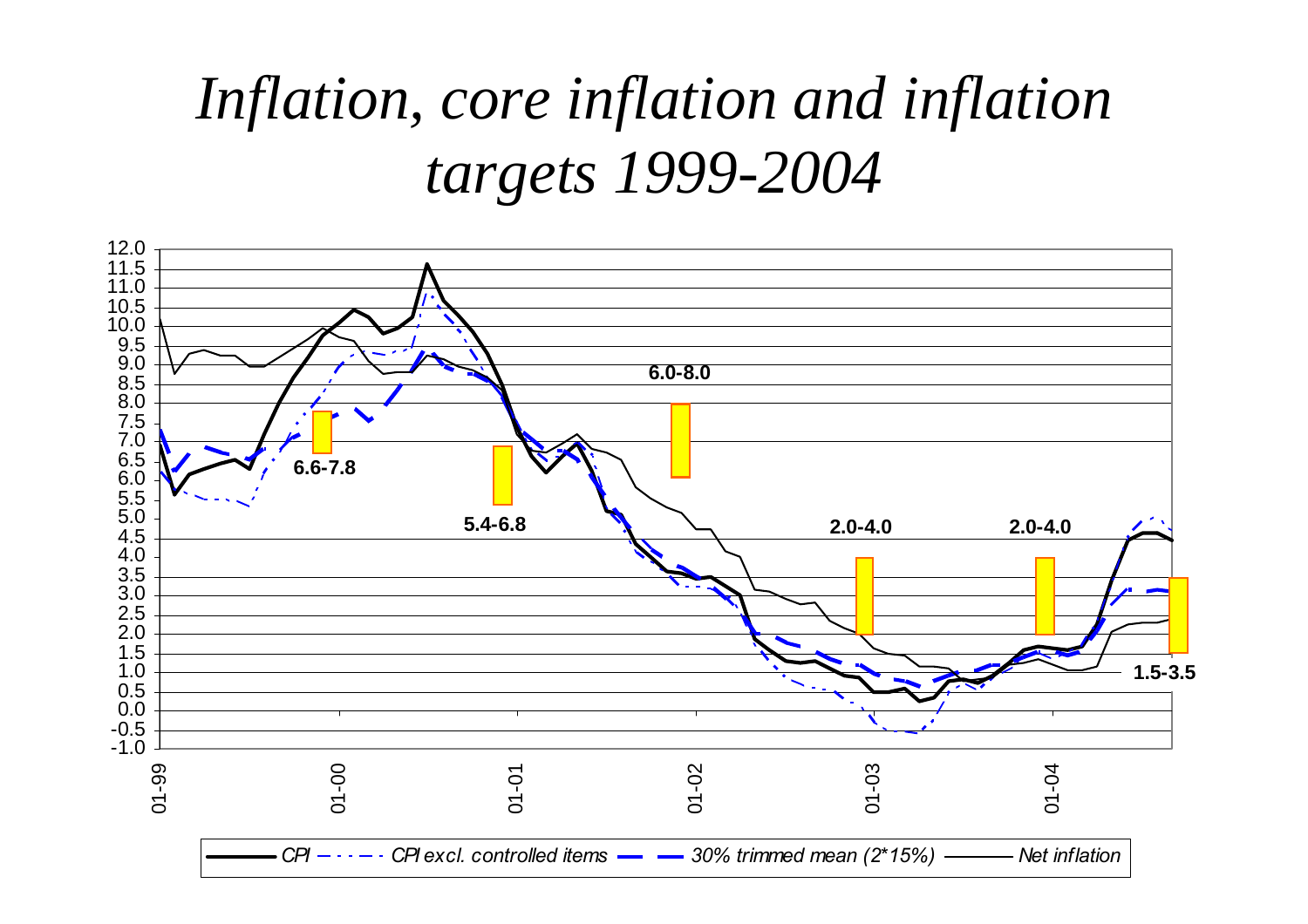# *Inflation, core inflation and inflation targets 1999-2004*

6.6-7.8

5.4-6.8

6.0-8.0

2.0-4.0

2.0-4.0

1.5-3.5

CPI — CPI excl. controlled items — 30% trimmed mean (2*15%) — Net inflation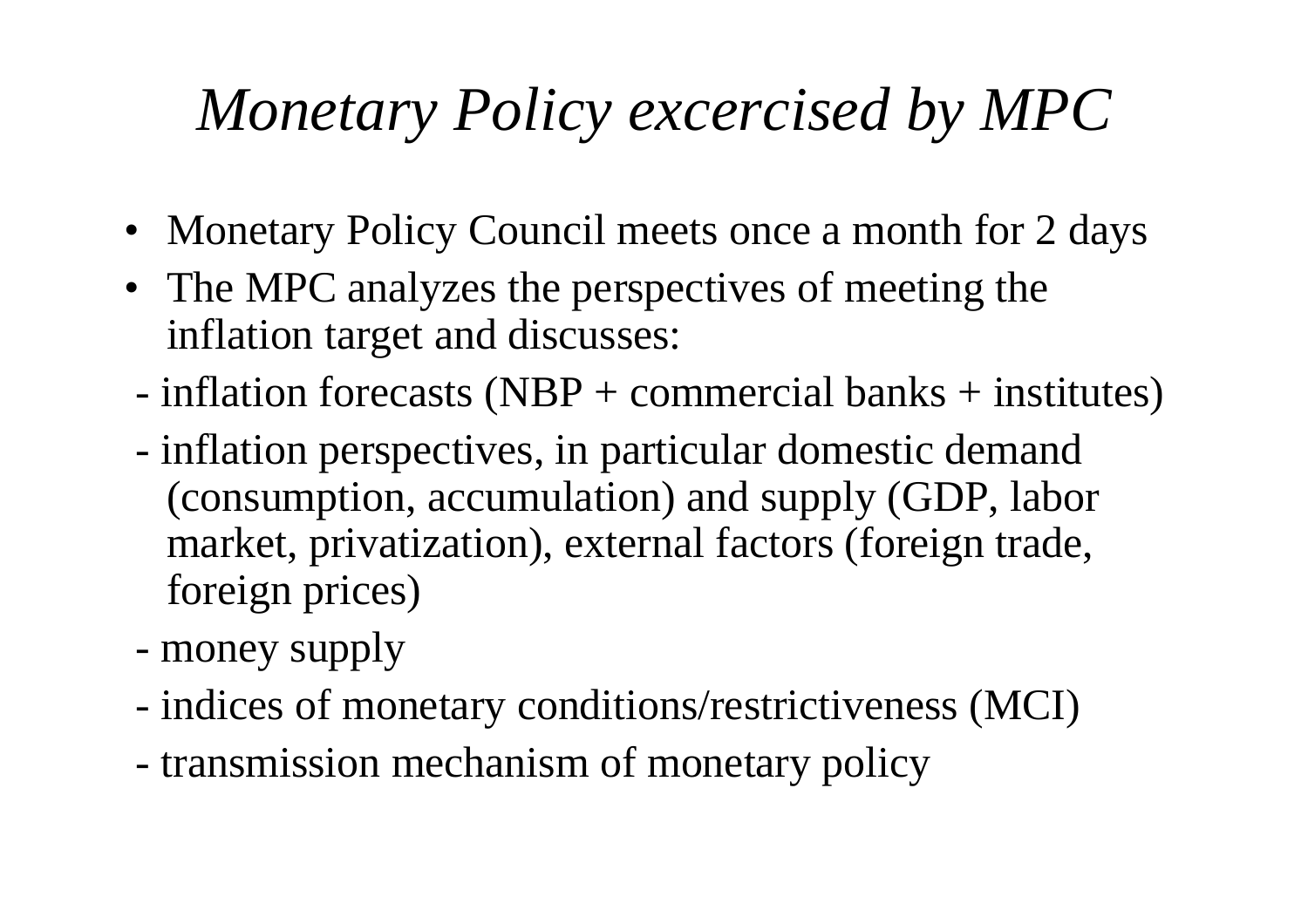# *Monetary Policy excercised by MPC*

- Monetary Policy Council meets once a month for 2 days
- The MPC analyzes the perspectives of meeting the inflation target and discusses:

 - inflation forecasts (NBP + commercial banks + institutes)

 - inflation perspectives, in particular domestic demand (consumption, accumulation) and supply (GDP, labor market, privatization), external factors (foreign trade, foreign prices)

 - money supply

 - indices of monetary conditions/restrictiveness (MCI)

 - transmission mechanism of monetary policy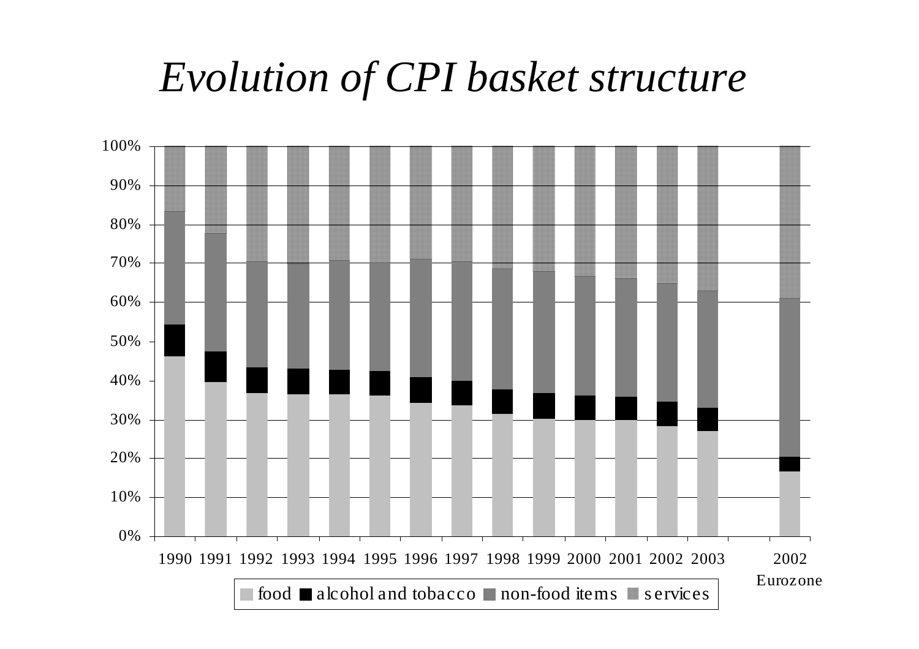# *Evolution of CPI basket structure*

100%
90%
80%
70%
60%
50%
40%
30%
20%
10%
0%

1990 1991 1992 1993 1994 1995 1996 1997 1998 1999 2000 2001 2002 2003 2002

Eurozone

food alcohol and tobacco non-food items services